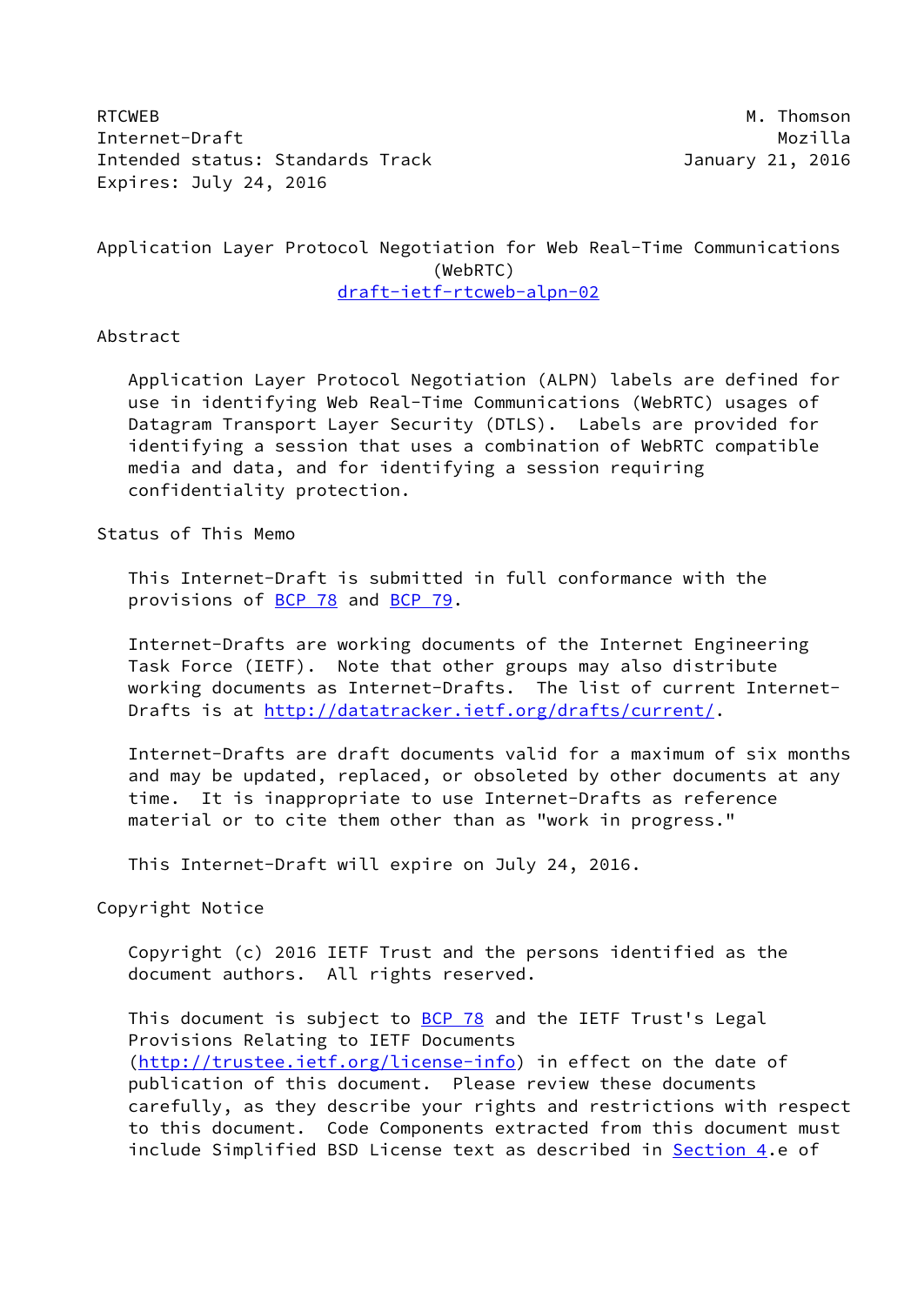RTCWEB M. Thomson
Internet-Draft Mozilla
Intended status: Standards Track January 21, 2016
Expires: July 24, 2016

# Application Layer Protocol Negotiation for Web Real-Time Communications (WebRTC)

draft-ietf-rtcweb-alpn-02

## Abstract

Application Layer Protocol Negotiation (ALPN) labels are defined for use in identifying Web Real-Time Communications (WebRTC) usages of Datagram Transport Layer Security (DTLS). Labels are provided for identifying a session that uses a combination of WebRTC compatible media and data, and for identifying a session requiring confidentiality protection.

## Status of This Memo

This Internet-Draft is submitted in full conformance with the provisions of BCP 78 and BCP 79.

Internet-Drafts are working documents of the Internet Engineering Task Force (IETF). Note that other groups may also distribute working documents as Internet-Drafts. The list of current Internet-Drafts is at http://datatracker.ietf.org/drafts/current/.

Internet-Drafts are draft documents valid for a maximum of six months and may be updated, replaced, or obsoleted by other documents at any time. It is inappropriate to use Internet-Drafts as reference material or to cite them other than as "work in progress."

This Internet-Draft will expire on July 24, 2016.

## Copyright Notice

Copyright (c) 2016 IETF Trust and the persons identified as the document authors. All rights reserved.

This document is subject to BCP 78 and the IETF Trust's Legal Provisions Relating to IETF Documents (http://trustee.ietf.org/license-info) in effect on the date of publication of this document. Please review these documents carefully, as they describe your rights and restrictions with respect to this document. Code Components extracted from this document must include Simplified BSD License text as described in Section 4.e of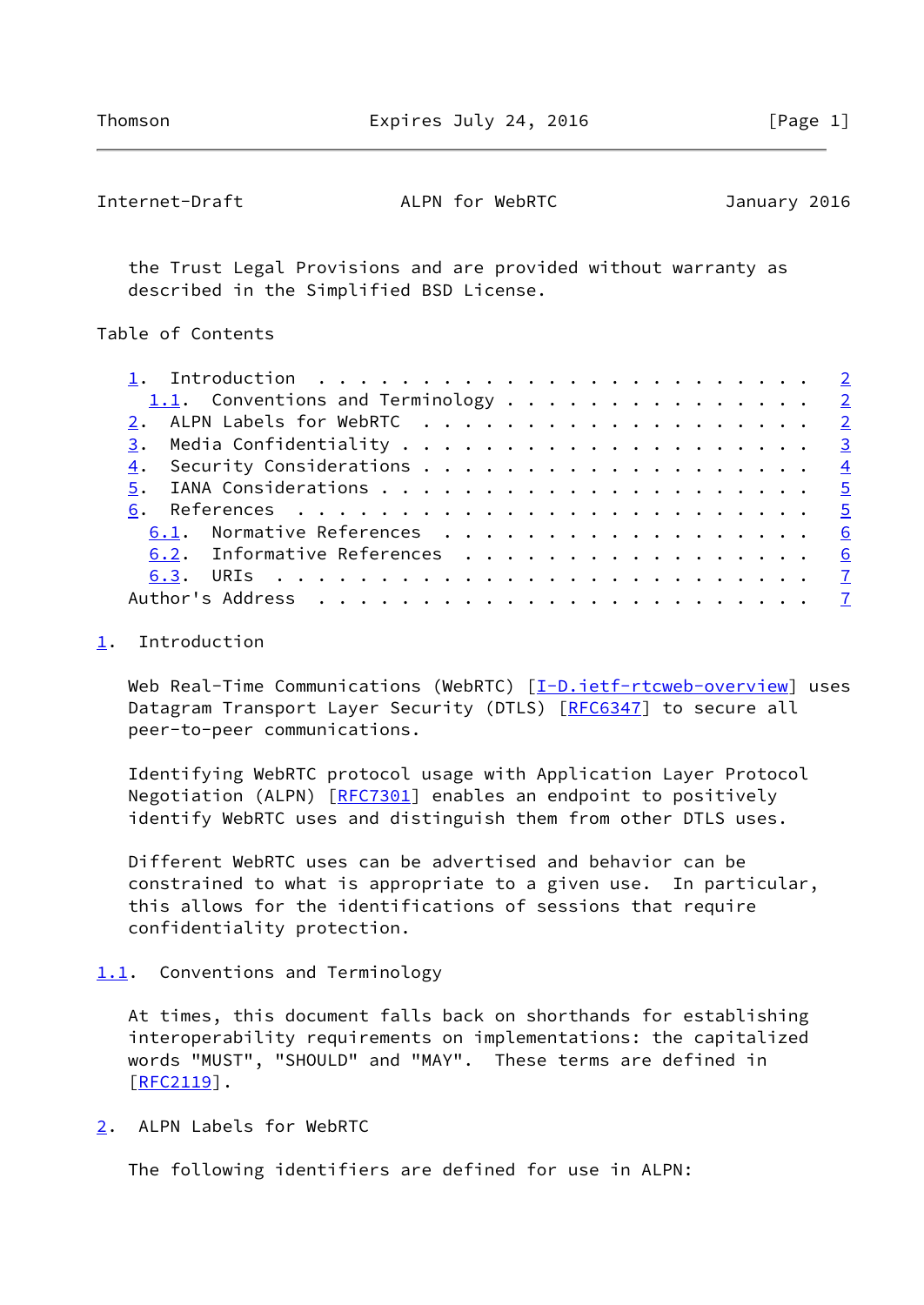the Trust Legal Provisions and are provided without warranty as described in the Simplified BSD License.

## Table of Contents

- 1. Introduction . . . . . . . . . . . . . . . . . . . . . . . . 2
  - 1.1. Conventions and Terminology . . . . . . . . . . . . . . . 2
- 2. ALPN Labels for WebRTC . . . . . . . . . . . . . . . . . . . 2
- 3. Media Confidentiality . . . . . . . . . . . . . . . . . . . . 3
- 4. Security Considerations . . . . . . . . . . . . . . . . . . . 4
- 5. IANA Considerations . . . . . . . . . . . . . . . . . . . . . 5
- 6. References . . . . . . . . . . . . . . . . . . . . . . . . . 5
  - 6.1. Normative References . . . . . . . . . . . . . . . . . . 6
  - 6.2. Informative References . . . . . . . . . . . . . . . . . 6
  - 6.3. URIs . . . . . . . . . . . . . . . . . . . . . . . . . . 7
- Author's Address . . . . . . . . . . . . . . . . . . . . . . . . 7

## 1. Introduction

Web Real-Time Communications (WebRTC) [I-D.ietf-rtcweb-overview] uses Datagram Transport Layer Security (DTLS) [RFC6347] to secure all peer-to-peer communications.

Identifying WebRTC protocol usage with Application Layer Protocol Negotiation (ALPN) [RFC7301] enables an endpoint to positively identify WebRTC uses and distinguish them from other DTLS uses.

Different WebRTC uses can be advertised and behavior can be constrained to what is appropriate to a given use. In particular, this allows for the identifications of sessions that require confidentiality protection.

### 1.1. Conventions and Terminology

At times, this document falls back on shorthands for establishing interoperability requirements on implementations: the capitalized words "MUST", "SHOULD" and "MAY". These terms are defined in [RFC2119].

## 2. ALPN Labels for WebRTC

The following identifiers are defined for use in ALPN: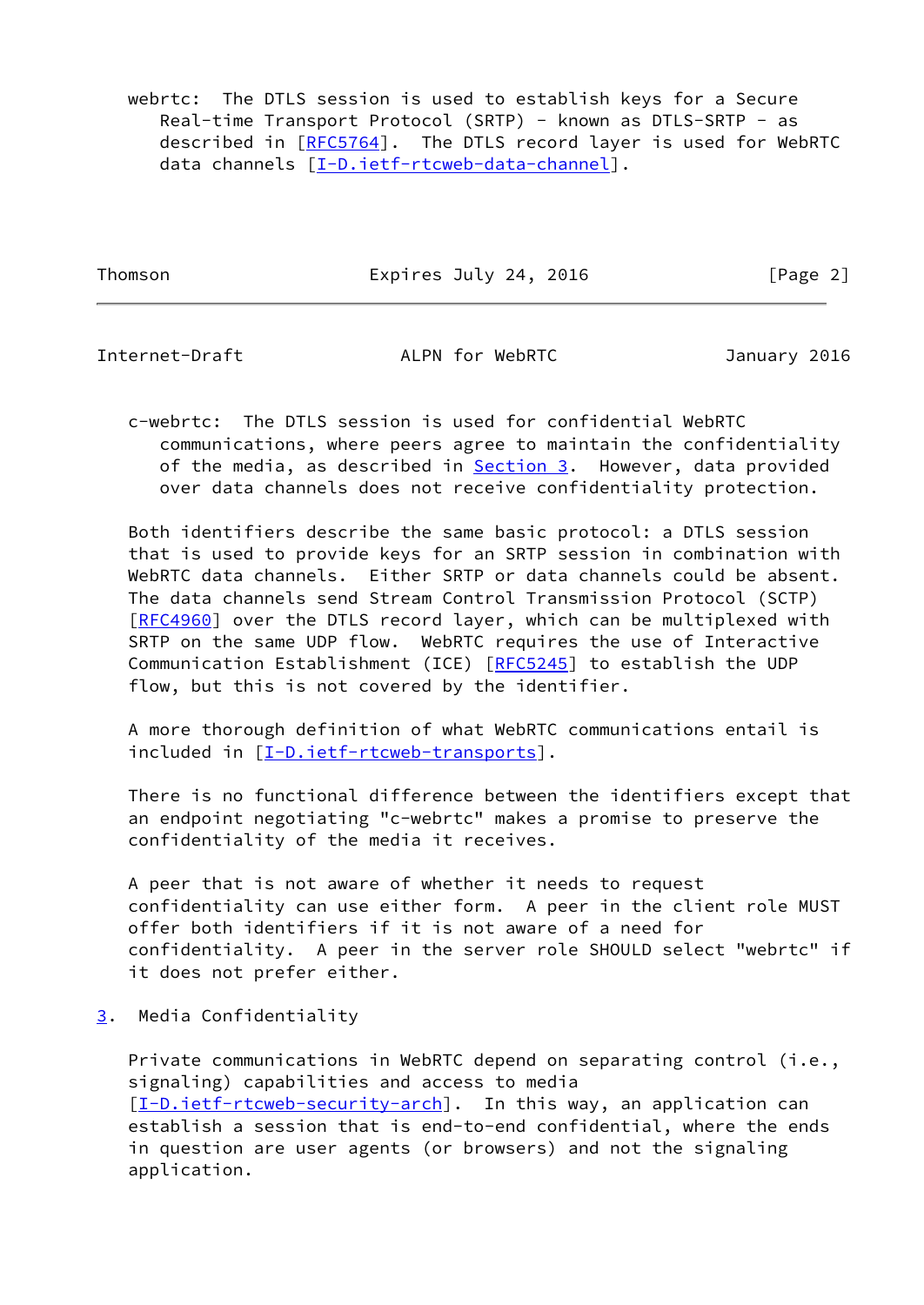webrtc: The DTLS session is used to establish keys for a Secure Real-time Transport Protocol (SRTP) - known as DTLS-SRTP - as described in [RFC5764]. The DTLS record layer is used for WebRTC data channels [I-D.ietf-rtcweb-data-channel].

c-webrtc: The DTLS session is used for confidential WebRTC communications, where peers agree to maintain the confidentiality of the media, as described in Section 3. However, data provided over data channels does not receive confidentiality protection.

Both identifiers describe the same basic protocol: a DTLS session that is used to provide keys for an SRTP session in combination with WebRTC data channels. Either SRTP or data channels could be absent. The data channels send Stream Control Transmission Protocol (SCTP) [RFC4960] over the DTLS record layer, which can be multiplexed with SRTP on the same UDP flow. WebRTC requires the use of Interactive Communication Establishment (ICE) [RFC5245] to establish the UDP flow, but this is not covered by the identifier.

A more thorough definition of what WebRTC communications entail is included in [I-D.ietf-rtcweb-transports].

There is no functional difference between the identifiers except that an endpoint negotiating "c-webrtc" makes a promise to preserve the confidentiality of the media it receives.

A peer that is not aware of whether it needs to request confidentiality can use either form. A peer in the client role MUST offer both identifiers if it is not aware of a need for confidentiality. A peer in the server role SHOULD select "webrtc" if it does not prefer either.

## 3. Media Confidentiality

Private communications in WebRTC depend on separating control (i.e., signaling) capabilities and access to media [I-D.ietf-rtcweb-security-arch]. In this way, an application can establish a session that is end-to-end confidential, where the ends in question are user agents (or browsers) and not the signaling application.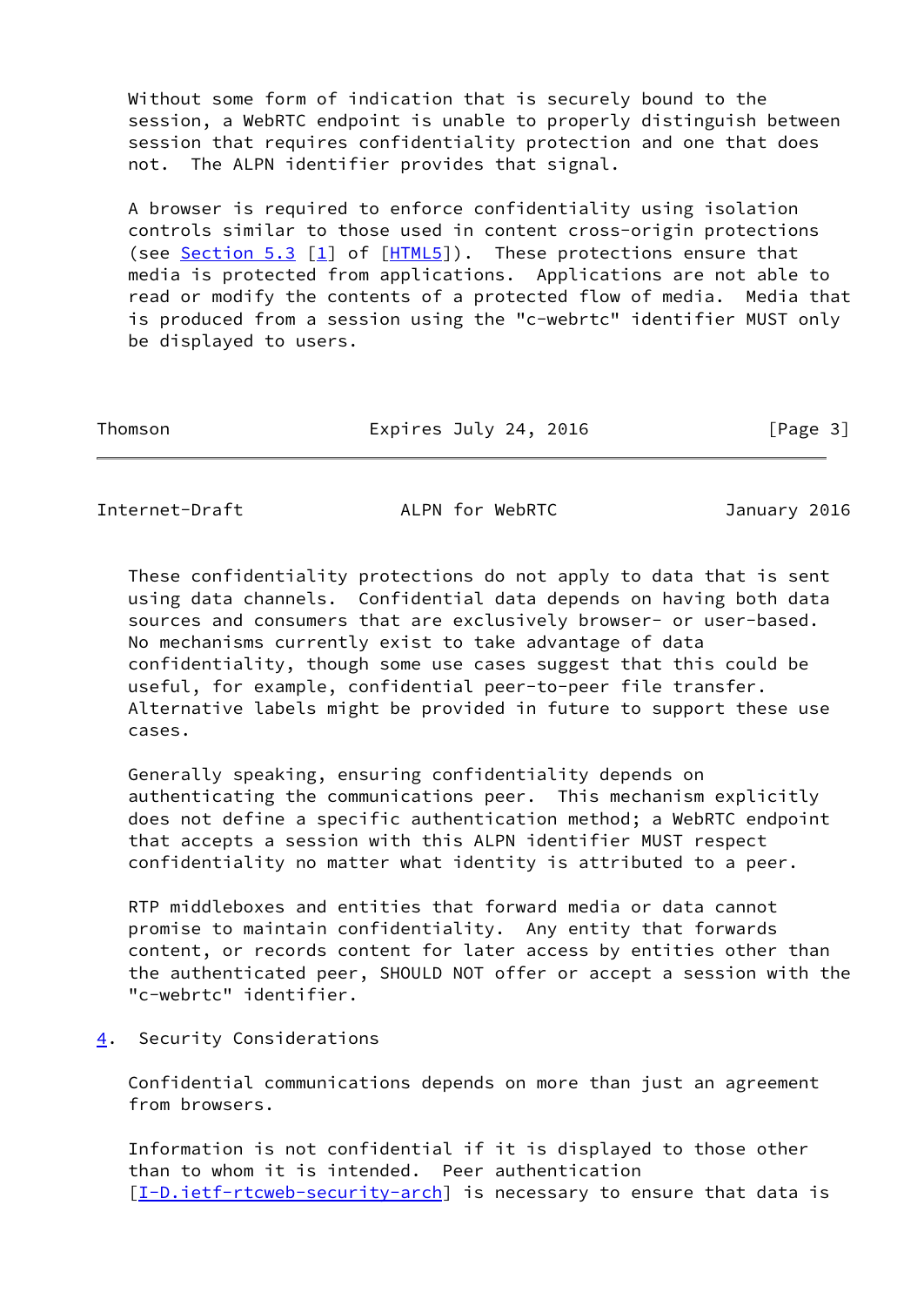Without some form of indication that is securely bound to the session, a WebRTC endpoint is unable to properly distinguish between session that requires confidentiality protection and one that does not. The ALPN identifier provides that signal.

A browser is required to enforce confidentiality using isolation controls similar to those used in content cross-origin protections (see Section 5.3 [1] of [HTML5]). These protections ensure that media is protected from applications. Applications are not able to read or modify the contents of a protected flow of media. Media that is produced from a session using the "c-webrtc" identifier MUST only be displayed to users.

These confidentiality protections do not apply to data that is sent using data channels. Confidential data depends on having both data sources and consumers that are exclusively browser- or user-based. No mechanisms currently exist to take advantage of data confidentiality, though some use cases suggest that this could be useful, for example, confidential peer-to-peer file transfer. Alternative labels might be provided in future to support these use cases.

Generally speaking, ensuring confidentiality depends on authenticating the communications peer. This mechanism explicitly does not define a specific authentication method; a WebRTC endpoint that accepts a session with this ALPN identifier MUST respect confidentiality no matter what identity is attributed to a peer.

RTP middleboxes and entities that forward media or data cannot promise to maintain confidentiality. Any entity that forwards content, or records content for later access by entities other than the authenticated peer, SHOULD NOT offer or accept a session with the "c-webrtc" identifier.

## 4. Security Considerations

Confidential communications depends on more than just an agreement from browsers.

Information is not confidential if it is displayed to those other than to whom it is intended. Peer authentication [I-D.ietf-rtcweb-security-arch] is necessary to ensure that data is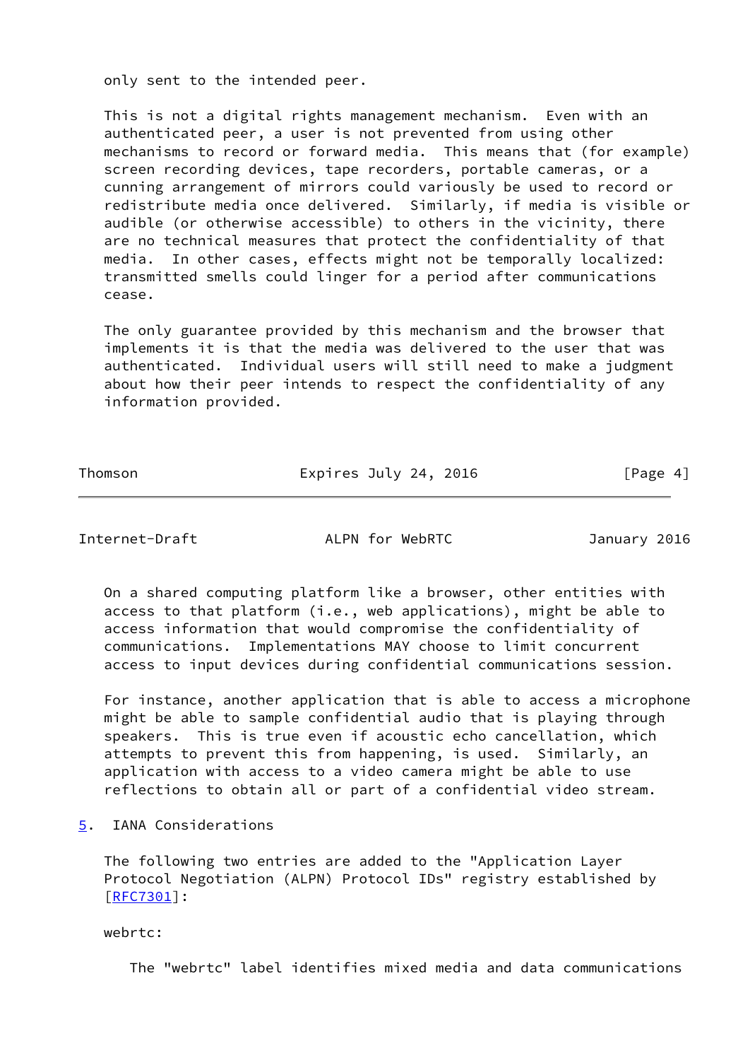only sent to the intended peer.

This is not a digital rights management mechanism. Even with an authenticated peer, a user is not prevented from using other mechanisms to record or forward media. This means that (for example) screen recording devices, tape recorders, portable cameras, or a cunning arrangement of mirrors could variously be used to record or redistribute media once delivered. Similarly, if media is visible or audible (or otherwise accessible) to others in the vicinity, there are no technical measures that protect the confidentiality of that media. In other cases, effects might not be temporally localized: transmitted smells could linger for a period after communications cease.

The only guarantee provided by this mechanism and the browser that implements it is that the media was delivered to the user that was authenticated. Individual users will still need to make a judgment about how their peer intends to respect the confidentiality of any information provided.

On a shared computing platform like a browser, other entities with access to that platform (i.e., web applications), might be able to access information that would compromise the confidentiality of communications. Implementations MAY choose to limit concurrent access to input devices during confidential communications session.

For instance, another application that is able to access a microphone might be able to sample confidential audio that is playing through speakers. This is true even if acoustic echo cancellation, which attempts to prevent this from happening, is used. Similarly, an application with access to a video camera might be able to use reflections to obtain all or part of a confidential video stream.

## 5. IANA Considerations

The following two entries are added to the "Application Layer Protocol Negotiation (ALPN) Protocol IDs" registry established by [RFC7301]:

webrtc:

The "webrtc" label identifies mixed media and data communications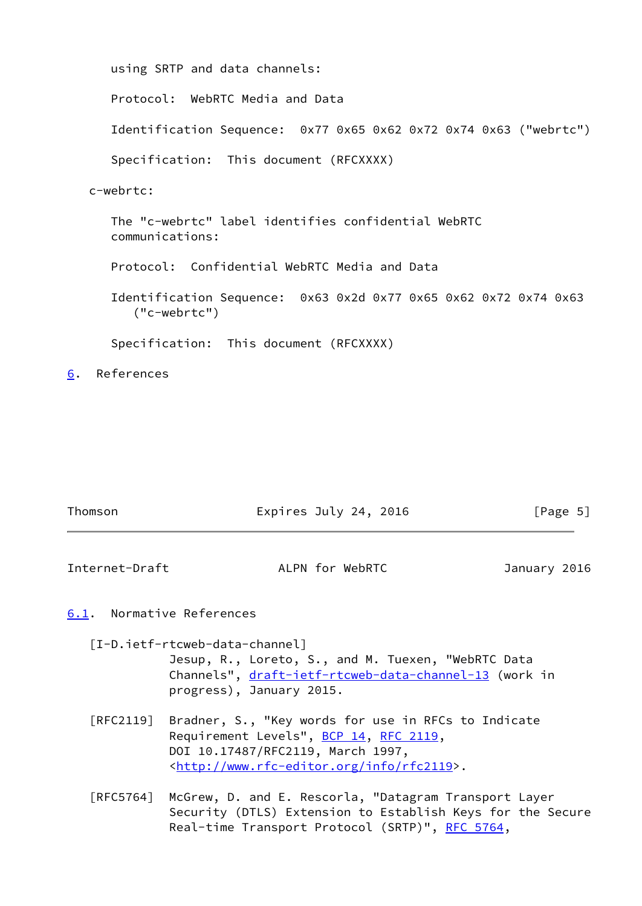using SRTP and data channels:

Protocol: WebRTC Media and Data

Identification Sequence: 0x77 0x65 0x62 0x72 0x74 0x63 ("webrtc")

Specification: This document (RFCXXXX)

c-webrtc:

The "c-webrtc" label identifies confidential WebRTC communications:

Protocol: Confidential WebRTC Media and Data

Identification Sequence: 0x63 0x2d 0x77 0x65 0x62 0x72 0x74 0x63 ("c-webrtc")

Specification: This document (RFCXXXX)

# 6. References

## 6.1. Normative References

[I-D.ietf-rtcweb-data-channel]
Jesup, R., Loreto, S., and M. Tuexen, "WebRTC Data Channels", draft-ietf-rtcweb-data-channel-13 (work in progress), January 2015.

[RFC2119] Bradner, S., "Key words for use in RFCs to Indicate Requirement Levels", BCP 14, RFC 2119, DOI 10.17487/RFC2119, March 1997, <http://www.rfc-editor.org/info/rfc2119>.

[RFC5764] McGrew, D. and E. Rescorla, "Datagram Transport Layer Security (DTLS) Extension to Establish Keys for the Secure Real-time Transport Protocol (SRTP)", RFC 5764,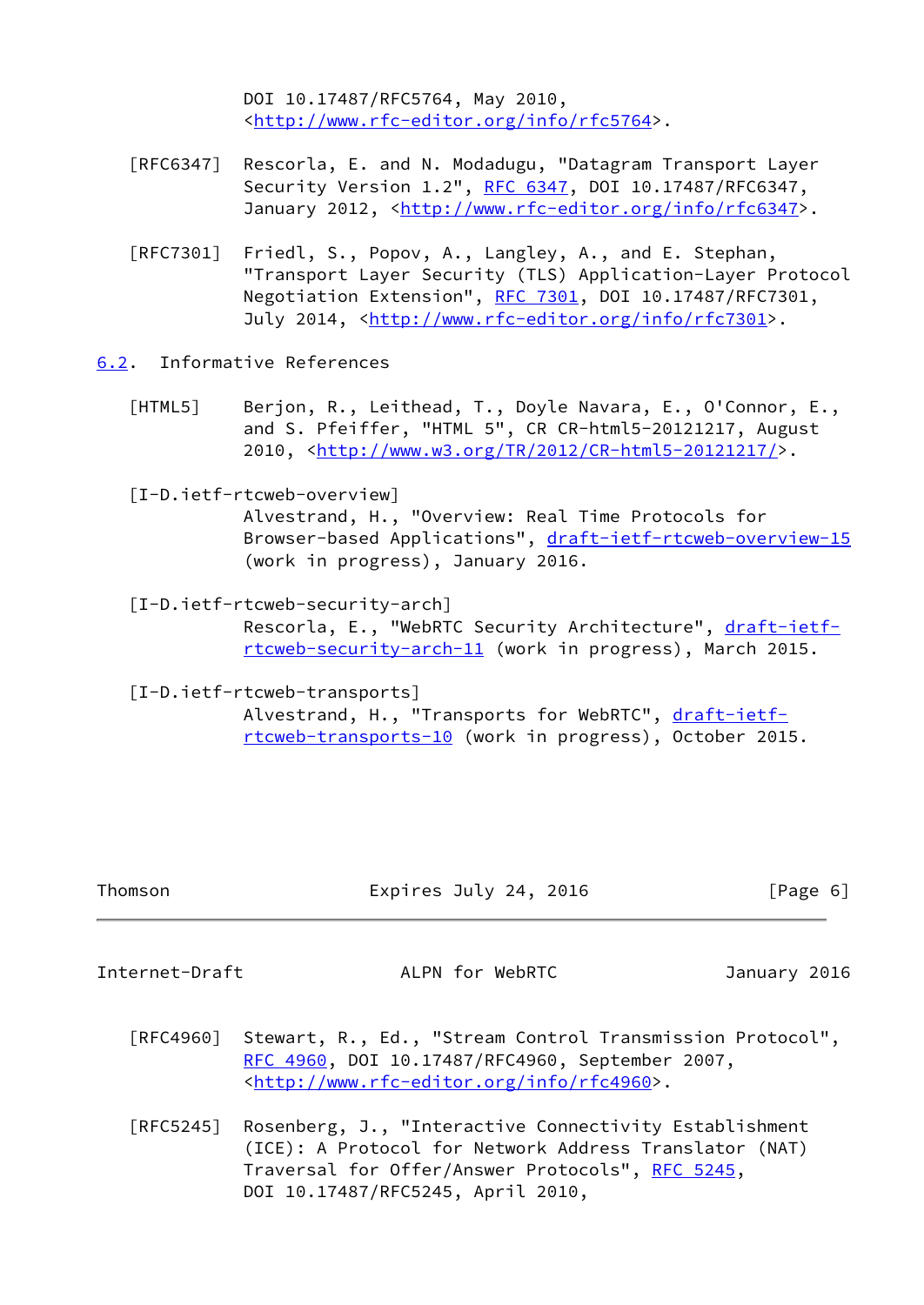DOI 10.17487/RFC5764, May 2010, <http://www.rfc-editor.org/info/rfc5764>.

[RFC6347] Rescorla, E. and N. Modadugu, "Datagram Transport Layer Security Version 1.2", RFC 6347, DOI 10.17487/RFC6347, January 2012, <http://www.rfc-editor.org/info/rfc6347>.

[RFC7301] Friedl, S., Popov, A., Langley, A., and E. Stephan, "Transport Layer Security (TLS) Application-Layer Protocol Negotiation Extension", RFC 7301, DOI 10.17487/RFC7301, July 2014, <http://www.rfc-editor.org/info/rfc7301>.

## 6.2. Informative References

[HTML5] Berjon, R., Leithead, T., Doyle Navara, E., O'Connor, E., and S. Pfeiffer, "HTML 5", CR CR-html5-20121217, August 2010, <http://www.w3.org/TR/2012/CR-html5-20121217/>.

[I-D.ietf-rtcweb-overview] Alvestrand, H., "Overview: Real Time Protocols for Browser-based Applications", draft-ietf-rtcweb-overview-15 (work in progress), January 2016.

[I-D.ietf-rtcweb-security-arch] Rescorla, E., "WebRTC Security Architecture", draft-ietf-rtcweb-security-arch-11 (work in progress), March 2015.

[I-D.ietf-rtcweb-transports] Alvestrand, H., "Transports for WebRTC", draft-ietf-rtcweb-transports-10 (work in progress), October 2015.

[RFC4960] Stewart, R., Ed., "Stream Control Transmission Protocol", RFC 4960, DOI 10.17487/RFC4960, September 2007, <http://www.rfc-editor.org/info/rfc4960>.

[RFC5245] Rosenberg, J., "Interactive Connectivity Establishment (ICE): A Protocol for Network Address Translator (NAT) Traversal for Offer/Answer Protocols", RFC 5245, DOI 10.17487/RFC5245, April 2010,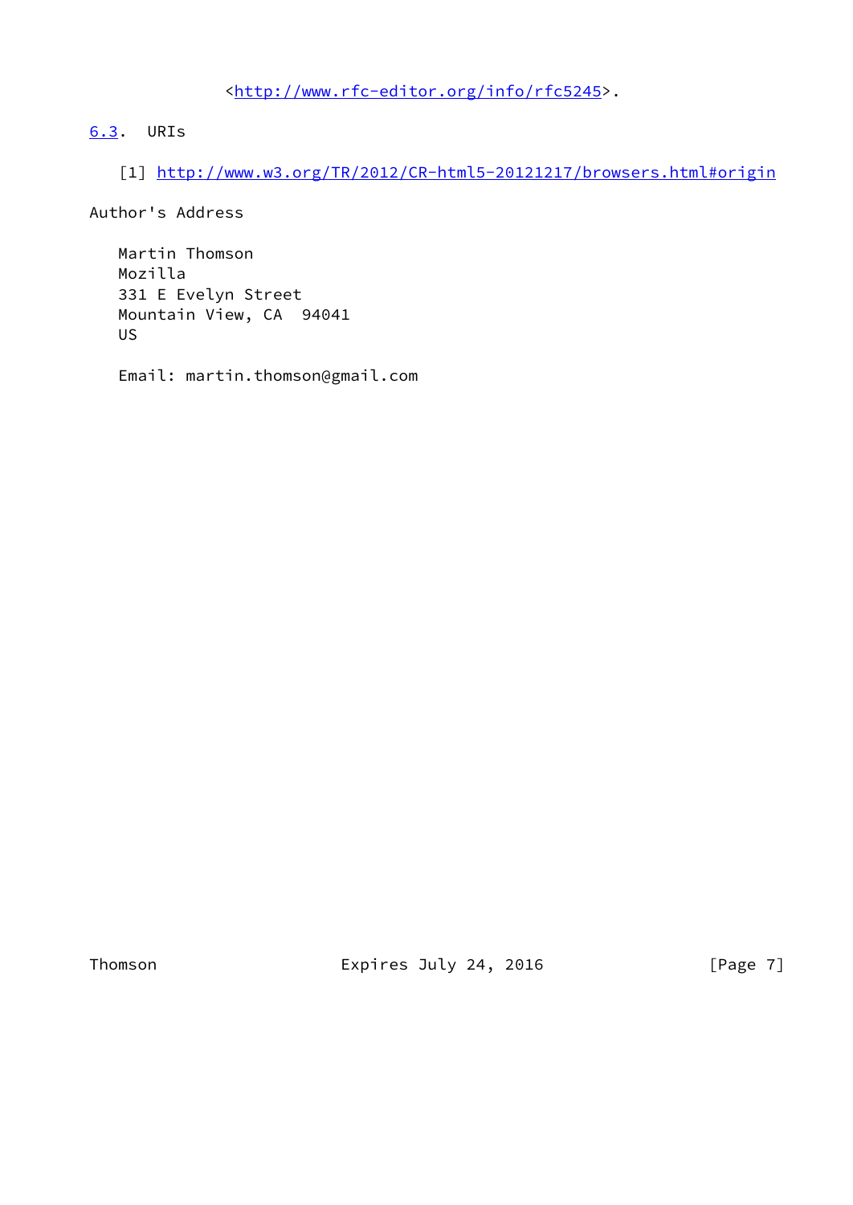<http://www.rfc-editor.org/info/rfc5245>.

### 6.3. URIs

[1] http://www.w3.org/TR/2012/CR-html5-20121217/browsers.html#origin

## Author's Address

Martin Thomson
Mozilla
331 E Evelyn Street
Mountain View, CA 94041
US

Email: martin.thomson@gmail.com